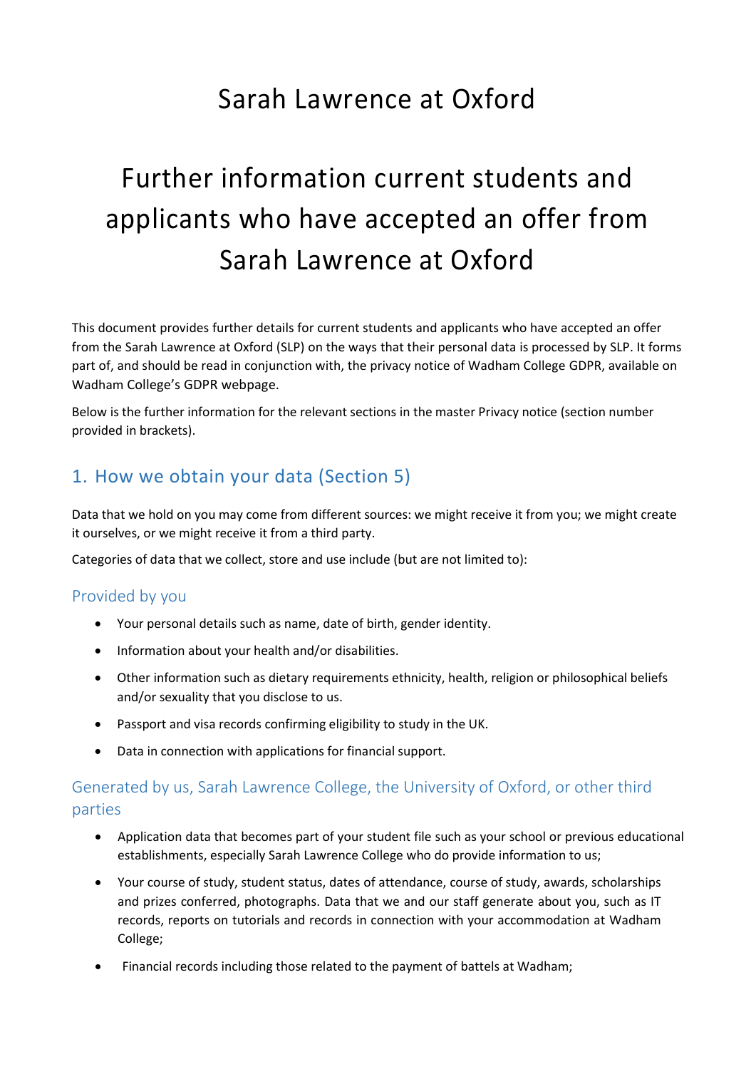# Sarah Lawrence at Oxford

# Further information current students and applicants who have accepted an offer from Sarah Lawrence at Oxford

This document provides further details for current students and applicants who have accepted an offer from the Sarah Lawrence at Oxford (SLP) on the ways that their personal data is processed by SLP. It forms part of, and should be read in conjunction with, the privacy notice of Wadham College GDPR, available on Wadham College's GDPR webpage.

Below is the further information for the relevant sections in the master Privacy notice (section number provided in brackets).

## 1. How we obtain your data (Section 5)

Data that we hold on you may come from different sources: we might receive it from you; we might create it ourselves, or we might receive it from a third party.

Categories of data that we collect, store and use include (but are not limited to):

### Provided by you

- Your personal details such as name, date of birth, gender identity.
- Information about your health and/or disabilities.
- Other information such as dietary requirements ethnicity, health, religion or philosophical beliefs and/or sexuality that you disclose to us.
- Passport and visa records confirming eligibility to study in the UK.
- Data in connection with applications for financial support.

### Generated by us, Sarah Lawrence College, the University of Oxford, or other third parties

- Application data that becomes part of your student file such as your school or previous educational establishments, especially Sarah Lawrence College who do provide information to us;
- Your course of study, student status, dates of attendance, course of study, awards, scholarships and prizes conferred, photographs. Data that we and our staff generate about you, such as IT records, reports on tutorials and records in connection with your accommodation at Wadham College;
- Financial records including those related to the payment of battels at Wadham;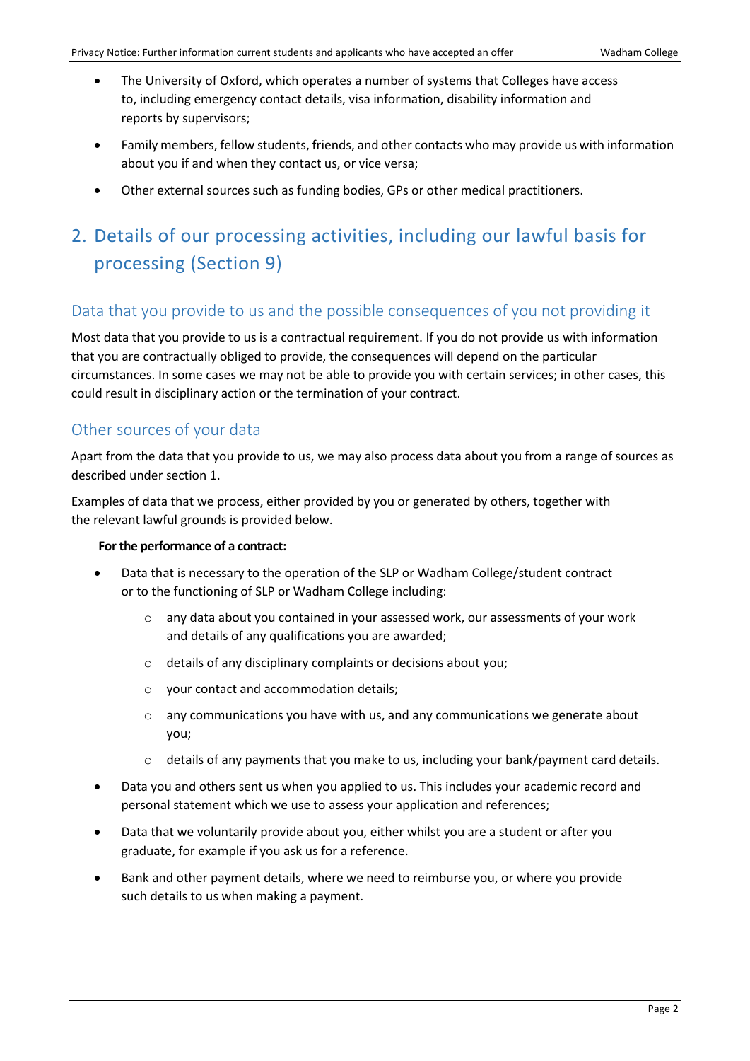- The University of Oxford, which operates a number of systems that Colleges have access to, including emergency contact details, visa information, disability information and reports by supervisors;
- Family members, fellow students, friends, and other contacts who may provide us with information about you if and when they contact us, or vice versa;
- Other external sources such as funding bodies, GPs or other medical practitioners.

# 2. Details of our processing activities, including our lawful basis for processing (Section 9)

## Data that you provide to us and the possible consequences of you not providing it

Most data that you provide to us is a contractual requirement. If you do not provide us with information that you are contractually obliged to provide, the consequences will depend on the particular circumstances. In some cases we may not be able to provide you with certain services; in other cases, this could result in disciplinary action or the termination of your contract.

## Other sources of your data

Apart from the data that you provide to us, we may also process data about you from a range of sources as described under section 1.

Examples of data that we process, either provided by you or generated by others, together with the relevant lawful grounds is provided below.

**For the performance of a contract:**

- Data that is necessary to the operation of the SLP or Wadham College/student contract or to the functioning of SLP or Wadham College including:
    - any data about you contained in your assessed work, our assessments of your work and details of any qualifications you are awarded;
    - details of any disciplinary complaints or decisions about you;
    - your contact and accommodation details;
    - any communications you have with us, and any communications we generate about you;
    - details of any payments that you make to us, including your bank/payment card details.
- Data you and others sent us when you applied to us. This includes your academic record and personal statement which we use to assess your application and references;
- Data that we voluntarily provide about you, either whilst you are a student or after you graduate, for example if you ask us for a reference.
- Bank and other payment details, where we need to reimburse you, or where you provide such details to us when making a payment.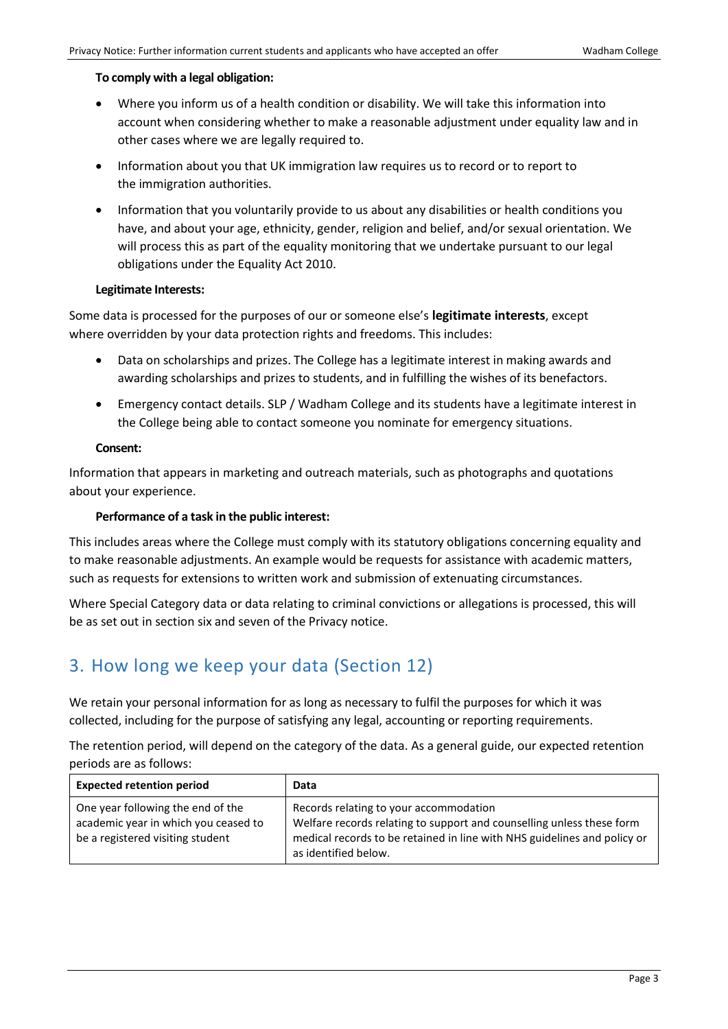**To comply with a legal obligation:**

- Where you inform us of a health condition or disability. We will take this information into account when considering whether to make a reasonable adjustment under equality law and in other cases where we are legally required to.
- Information about you that UK immigration law requires us to record or to report to the immigration authorities.
- Information that you voluntarily provide to us about any disabilities or health conditions you have, and about your age, ethnicity, gender, religion and belief, and/or sexual orientation. We will process this as part of the equality monitoring that we undertake pursuant to our legal obligations under the Equality Act 2010.

**Legitimate Interests:**

Some data is processed for the purposes of our or someone else's **legitimate interests**, except where overridden by your data protection rights and freedoms. This includes:

- Data on scholarships and prizes. The College has a legitimate interest in making awards and awarding scholarships and prizes to students, and in fulfilling the wishes of its benefactors.
- Emergency contact details. SLP / Wadham College and its students have a legitimate interest in the College being able to contact someone you nominate for emergency situations.

**Consent:**

Information that appears in marketing and outreach materials, such as photographs and quotations about your experience.

**Performance of a task in the public interest:**

This includes areas where the College must comply with its statutory obligations concerning equality and to make reasonable adjustments. An example would be requests for assistance with academic matters, such as requests for extensions to written work and submission of extenuating circumstances.

Where Special Category data or data relating to criminal convictions or allegations is processed, this will be as set out in section six and seven of the Privacy notice.

## 3. How long we keep your data (Section 12)

We retain your personal information for as long as necessary to fulfil the purposes for which it was collected, including for the purpose of satisfying any legal, accounting or reporting requirements.

The retention period, will depend on the category of the data. As a general guide, our expected retention periods are as follows:

| Expected retention period | Data |
| --- | --- |
| One year following the end of the academic year in which you ceased to be a registered visiting student | Records relating to your accommodation<br>Welfare records relating to support and counselling unless these form medical records to be retained in line with NHS guidelines and policy or as identified below. |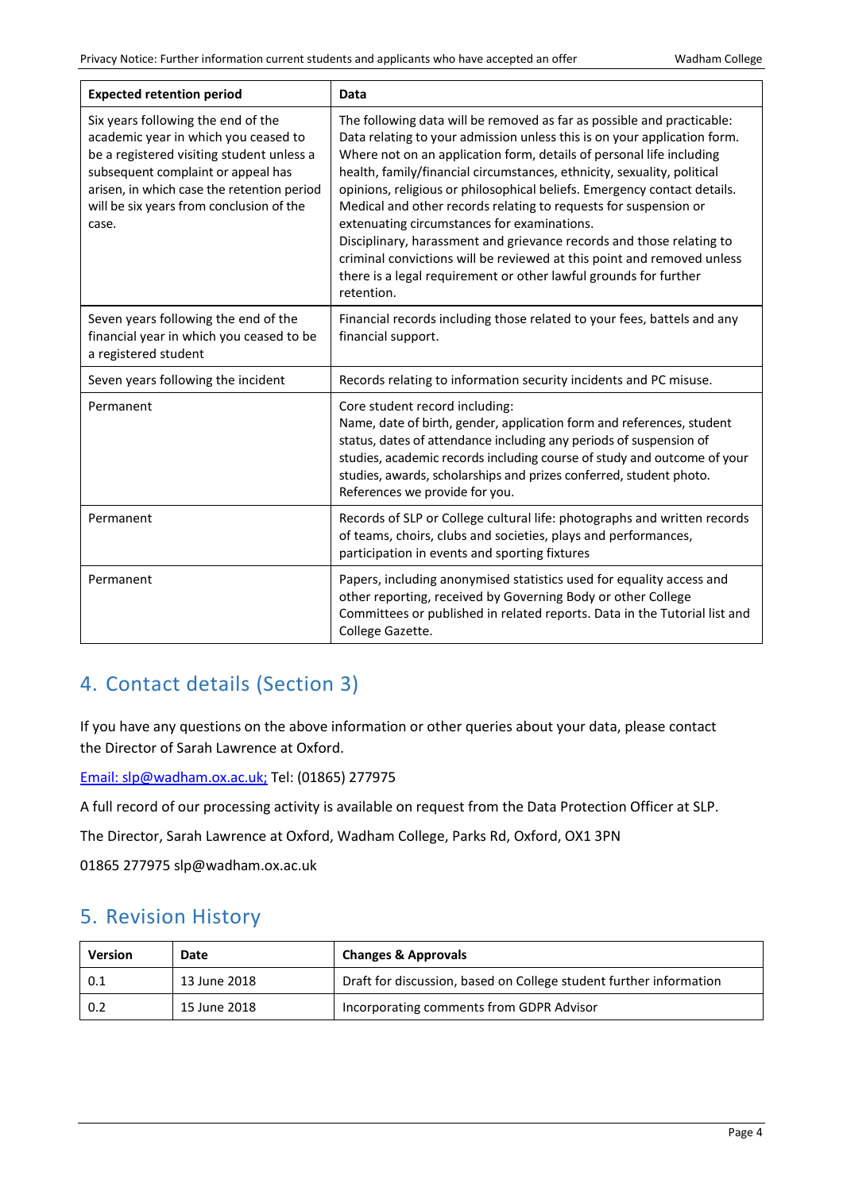| Expected retention period | Data |
|---|---|
| Six years following the end of the academic year in which you ceased to be a registered visiting student unless a subsequent complaint or appeal has arisen, in which case the retention period will be six years from conclusion of the case. | The following data will be removed as far as possible and practicable: Data relating to your admission unless this is on your application form. Where not on an application form, details of personal life including health, family/financial circumstances, ethnicity, sexuality, political opinions, religious or philosophical beliefs. Emergency contact details. Medical and other records relating to requests for suspension or extenuating circumstances for examinations. Disciplinary, harassment and grievance records and those relating to criminal convictions will be reviewed at this point and removed unless there is a legal requirement or other lawful grounds for further retention. |
| Seven years following the end of the financial year in which you ceased to be a registered student | Financial records including those related to your fees, battels and any financial support. |
| Seven years following the incident | Records relating to information security incidents and PC misuse. |
| Permanent | Core student record including: Name, date of birth, gender, application form and references, student status, dates of attendance including any periods of suspension of studies, academic records including course of study and outcome of your studies, awards, scholarships and prizes conferred, student photo. References we provide for you. |
| Permanent | Records of SLP or College cultural life: photographs and written records of teams, choirs, clubs and societies, plays and performances, participation in events and sporting fixtures |
| Permanent | Papers, including anonymised statistics used for equality access and other reporting, received by Governing Body or other College Committees or published in related reports. Data in the Tutorial list and College Gazette. |

## 4. Contact details (Section 3)

If you have any questions on the above information or other queries about your data, please contact the Director of Sarah Lawrence at Oxford.

Email: slp@wadham.ox.ac.uk; Tel: (01865) 277975

A full record of our processing activity is available on request from the Data Protection Officer at SLP.

The Director, Sarah Lawrence at Oxford, Wadham College, Parks Rd, Oxford, OX1 3PN

01865 277975 slp@wadham.ox.ac.uk

## 5. Revision History

| Version | Date | Changes & Approvals |
|---|---|---|
| 0.1 | 13 June 2018 | Draft for discussion, based on College student further information |
| 0.2 | 15 June 2018 | Incorporating comments from GDPR Advisor |